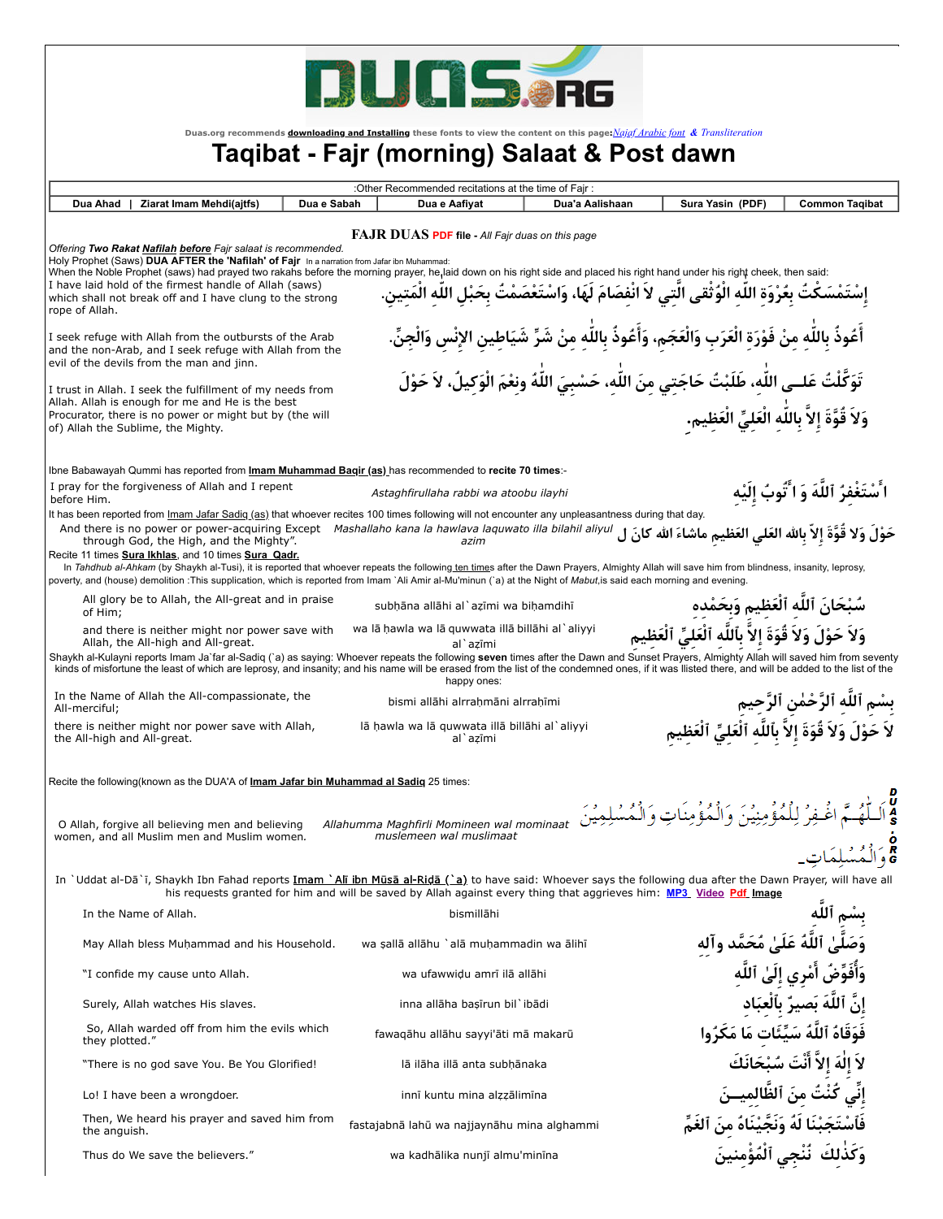Duas.org recommends **downloading and Installing** these fonts to view the content on this page: Najaf Arabic font & Transliteration

# Taqibat - Fajr (morning) Salaat & Post dawn

| :Other Recommended recitations at the time of Fajr : | | | | | | |
|---|---|---|---|---|---|---|
| Dua Ahad \| Ziarat Imam Mehdi(ajtfs) | Dua e Sabah | Dua e Aafiyat | Dua'a Aalishaan | Sura Yasin (PDF) | Common Taqibat |

**FAJR DUAS PDF file** - *All Fajr duas on this page*

*Offering **Two Rakat Nafilah before** Fajr salaat is recommended.*

Holy Prophet (Saws) **DUA AFTER the 'Nafilah' of Fajr** In a narration from Jafar ibn Muhammad:

When the Noble Prophet (saws) had prayed two rakahs before the morning prayer, he laid down on his right side and placed his right hand under his right cheek, then said:

| | |
|---|---|
| I have laid hold of the firmest handle of Allah (saws) which shall not break off and I have clung to the strong rope of Allah. | إِسْتَمْسَكْتُ بِعُرْوَةِ اللّٰهِ الْوُثْقى الَّتِي لاَ انْفِصامَ لَها، وَاسْتَعْصَمْتُ بِحَبْلِ اللّٰهِ الْمَتِينِ. |
| I seek refuge with Allah from the outbursts of the Arab and the non-Arab, and I seek refuge with Allah from the evil of the devils from the man and jinn. | أَعُوذُ بِاللّٰهِ مِنْ فَوْرَةِ الْعَرَبِ وَالْعَجَمِ، وَأَعُوذُ بِاللّٰهِ مِنْ شَرِّ شَيَاطِينِ الإِنْسِ وَالْجِنِّ. |
| I trust in Allah. I seek the fulfillment of my needs from Allah. Allah is enough for me and He is the best Procurator, there is no power or might but by (the will of) Allah the Sublime, the Mighty. | تَوَكَّلْتُ عَلـى اللّٰهِ، طَلَبْتُ حاجَتِي مِنَ اللّٰهِ، حَسْبِيَ اللّٰهُ ونِعْمَ الْوَكِيلُ، لاَ حَوْلَ وَلاَ قُوَّةَ إِلاَّ بِاللّٰهِ الْعَلِيِّ الْعَظِيمِ. |

Ibne Babawayah Qummi has reported from **Imam Muhammad Baqir (as)** has recommended to **recite 70 times**:-

| | | |
|---|---|---|
| I pray for the forgiveness of Allah and I repent before Him. | *Astaghfirullaha rabbi wa atoobu ilayhi* | أَسْتَغْفِرُ اللّٰهَ وَ أَتُوبُ إِلَيْهِ |

It has been reported from Imam Jafar Sadiq (as) that whoever recites 100 times following will not encounter any unpleasantness during that day.

| | | |
|---|---|---|
| And there is no power or power-acquiring Except through God, the High, and the Mighty". | *Mashallaho kana la hawlava laquwato illa bilahil aliyul azim* | ماشاءَ اللهُ كانَ لا حَوْلَ وَلا قُوَّةَ إلاّ بِاللهِ العَلِيِّ العَظيمِ |

Recite 11 times **Sura Ikhlas**, and 10 times **Sura Qadr.**

In *Tahdhub al-Ahkam* (by Shaykh al-Tusi), it is reported that whoever repeats the following ten times after the Dawn Prayers, Almighty Allah will save him from blindness, insanity, leprosy, poverty, and (house) demolition :This supplication, which is reported from Imam `Ali Amir al-Mu'minun (`a) at the Night of *Mabut*,is said each morning and evening.

| | | |
|---|---|---|
| All glory be to Allah, the All-great and in praise of Him; | subḥāna allāhi al`aẓīmi wa biḥamdihī | سُبْحَانَ ٱللَّهِ ٱلْعَظِيمِ وَبِحَمْدِهِ |
| and there is neither might nor power save with Allah, the All-high and All-great. | wa lā ḥawla wa lā quwwata illā billāhi al`aliyyi al`aẓīmi | وَلاَ حَوْلَ وَلاَ قُوَّةَ إِلاَّ بِٱللَّهِ ٱلْعَلِيِّ ٱلْعَظِيمِ |

Shaykh al-Kulayni reports Imam Ja`far al-Sadiq (`a) as saying: Whoever repeats the following **seven** times after the Dawn and Sunset Prayers, Almighty Allah will saved him from seventy kinds of misfortune the least of which are leprosy, and insanity; and his name will be erased from the list of the condemned ones, if it was llisted there, and will be added to the list of the happy ones:

| | | |
|---|---|---|
| In the Name of Allah the All-compassionate, the All-merciful; | bismi allāhi alrraḥmāni alrraḥīmi | بِسْمِ ٱللَّهِ ٱلرَّحْمٰنِ ٱلرَّحِيمِ |
| there is neither might nor power save with Allah, the All-high and All-great. | lā ḥawla wa lā quwwata illā billāhi al`aliyyi al`aẓīmi | لاَ حَوْلَ وَلاَ قُوَّةَ إِلاَّ بِٱللَّهِ ٱلْعَلِيِّ ٱلْعَظِيمِ |

Recite the following(known as the DUA'A of **Imam Jafar bin Muhammad al Sadiq** 25 times:

| | | |
|---|---|---|
| O Allah, forgive all believing men and believing women, and all Muslim men and Muslim women. | *Allahumma Maghfirli Momineen wal mominaat muslemeen wal muslimaat* | اَللّٰهُمَّ اغْفِرْ لِلْمُؤْمِنِيْنَ وَالْمُؤْمِنَاتِ وَالْمُسْلِمِيْنَ وَالْمُسْلِمَاتِ |

In `Uddat al-Dā`ī, Shaykh Ibn Fahad reports **Imam `Alī ibn Mūsā al-Riḍā (`a)** to have said: Whoever says the following dua after the Dawn Prayer, will have all his requests granted for him and will be saved by Allah against every thing that aggrieves him: **MP3 Video Pdf Image**

| | | |
|---|---|---|
| In the Name of Allah. | bismillāhi | بِسْمِ ٱللَّهِ |
| May Allah bless Muḥammad and his Household. | wa ṣallā allāhu `alā muḥammadin wa ālihī | وَصَلَّىٰ ٱللَّهُ عَلَىٰ مُحَمَّدٍ وآلِهِ |
| "I confide my cause unto Allah. | wa ufawwiḍu amrī ilā allāhi | وَأُفَوِّضُ أَمْرِي إِلَىٰ ٱللَّهِ |
| Surely, Allah watches His slaves. | inna allāha baṣīrun bil`ibādi | إِنَّ ٱللَّهَ بَصِيرٌ بِٱلْعِبَادِ |
| So, Allah warded off from him the evils which they plotted." | fawaqāhu allāhu sayyi'āti mā makarū | فَوَقَاهُ ٱللَّهُ سَيِّئَاتِ مَا مَكَرُوا |
| "There is no god save You. Be You Glorified! | lā ilāha illā anta subḥānaka | لاَ إِلٰهَ إِلاَّ أَنْتَ سُبْحَانَكَ |
| Lo! I have been a wrongdoer. | innī kuntu mina alẓẓālimīna | إِنِّي كُنْتُ مِنَ ٱلظَّالِمِينَ |
| Then, We heard his prayer and saved him from the anguish. | fastajabnā lahū wa najjaynāhu mina alghammi | فَٱسْتَجَبْنَا لَهُ وَنَجَّيْنَاهُ مِنَ ٱلْغَمِّ |
| Thus do We save the believers." | wa kadhālika nunjī almu'minīna | وَكَذٰلِكَ نُنْجِي ٱلْمُؤْمِنِينَ |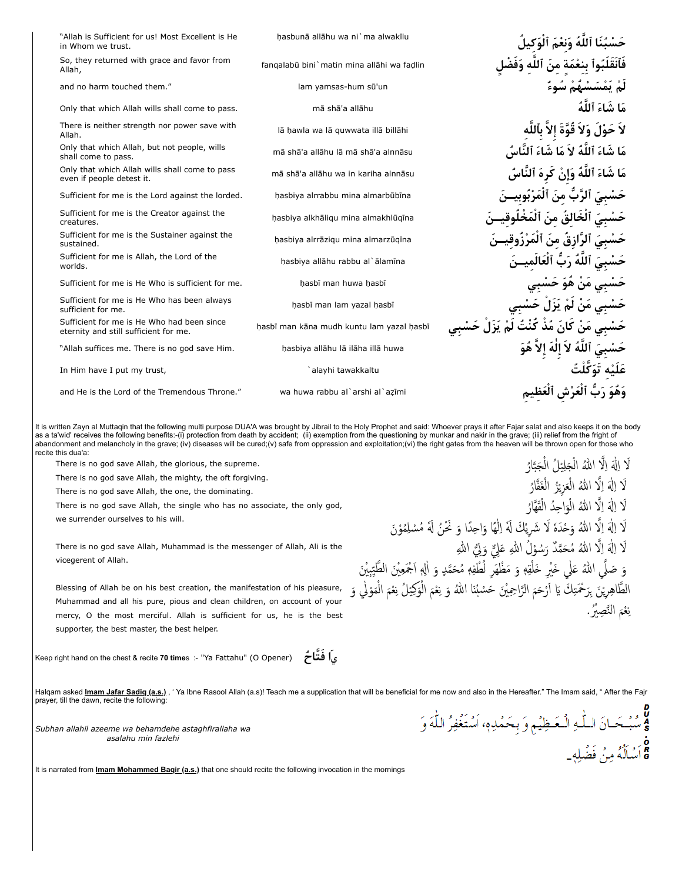| | | |
|---|---|---|
| "Allah is Sufficient for us! Most Excellent is He in Whom we trust. | ḥasbunā allāhu wa ni`ma alwakīlu | حَسْبُنَا ٱللَّهُ وَنِعْمَ ٱلْوَكِيلُ |
| So, they returned with grace and favor from Allah, | fanqalabū bini`matin mina allāhi wa faḍlin | فَٱنْقَلَبُواْ بِنِعْمَةٍ مِنَ ٱللَّهِ وَفَضْلٍ |
| and no harm touched them." | lam yamsas-hum sū'un | لَمْ يَمْسَسْهُمْ سُوءٌ |
| Only that which Allah wills shall come to pass. | mā shā'a allāhu | مَا شَاءَ ٱللَّهُ |
| There is neither strength nor power save with Allah. | lā ḥawla wa lā quwwata illā billāhi | لاَ حَوْلَ وَلاَ قُوَّةَ إِلاَّ بِٱللَّهِ |
| Only that which Allah, but not people, wills shall come to pass. | mā shā'a allāhu lā mā shā'a alnnāsu | مَا شَاءَ ٱللَّهُ لاَ مَا شَاءَ ٱلنَّاسُ |
| Only that which Allah wills shall come to pass even if people detest it. | mā shā'a allāhu wa in kariha alnnāsu | مَا شَاءَ ٱللَّهُ وَإِنْ كَرِهَ ٱلنَّاسُ |
| Sufficient for me is the Lord against the lorded. | ḥasbiya alrrabbu mina almarbūbīna | حَسْبِيَ ٱلرَّبُّ مِنَ ٱلْمَرْبُوبِيــنَ |
| Sufficient for me is the Creator against the creatures. | ḥasbiya alkhāliqu mina almakhlūqīna | حَسْبِيَ ٱلْخَالِقُ مِنَ ٱلْمَخْلُوقِيــنَ |
| Sufficient for me is the Sustainer against the sustained. | ḥasbiya alrrāziqu mina almarzūqīna | حَسْبِيَ ٱلرَّازِقُ مِنَ ٱلْمَرْزُوقِيــنَ |
| Sufficient for me is Allah, the Lord of the worlds. | ḥasbiya allāhu rabbu al`ālamīna | حَسْبِيَ ٱللَّهُ رَبُّ ٱلْعَالَمِيــنَ |
| Sufficient for me is He Who is sufficient for me. | ḥasbī man huwa ḥasbī | حَسْبِي مَنْ هُوَ حَسْبِي |
| Sufficient for me is He Who has been always sufficient for me. | ḥasbī man lam yazal ḥasbī | حَسْبِي مَنْ لَمْ يَزَلْ حَسْبِي |
| Sufficient for me is He Who had been since eternity and still sufficient for me. | ḥasbī man kāna mudh kuntu lam yazal ḥasbī | حَسْبِي مَنْ كَانَ مُذْ كُنْتُ لَمْ يَزَلْ حَسْبِي |
| "Allah suffices me. There is no god save Him. | ḥasbiya allāhu lā ilāha illā huwa | حَسْبِيَ ٱللَّهُ لاَ إِلَهَ إِلاَّ هُوَ |
| In Him have I put my trust, | `alayhi tawakkaltu | عَلَيْهِ تَوَكَّلْتُ |
| and He is the Lord of the Tremendous Throne." | wa huwa rabbu al`arshi al`aẓīmi | وَهُوَ رَبُّ ٱلْعَرْشِ ٱلْعَظِيمِ |

It is written Zayn al Muttaqin that the following multi purpose DUA'A was brought by Jibrail to the Holy Prophet and said: Whoever prays it after Fajar salat and also keeps it on the body as a ta'wid' receives the following benefits:-(i) protection from death by accident; (ii) exemption from the questioning by munkar and nakir in the grave; (iii) relief from the fright of abandonment and melancholy in the grave; (iv) diseases will be cured;(v) safe from oppression and exploitation;(vi) the right gates from the heaven will be thrown open for those who recite this dua'a:

| | |
|---|---|
| There is no god save Allah, the glorious, the supreme. | لَا اِلٰهَ اِلَّا اللهُ الْجَلِيْلُ الْجَبَّارُ |
| There is no god save Allah, the mighty, the oft forgiving. | لَا اِلٰهَ اِلَّا اللهُ الْعَزِيْزُ الْغَفَّارُ |
| There is no god save Allah, the one, the dominating. | لَا اِلٰهَ اِلَّا اللهُ الْوَاحِدُ الْقَهَّارُ |
| There is no god save Allah, the single who has no associate, the only god, we surrender ourselves to his will. | لَا اِلٰهَ اِلَّا اللهُ وَحْدَهٗ لَا شَرِيْكَ لَهٗ اِلٰهًا وَاحِدًا وَ نَحْنُ لَهٗ مُسْلِمُوْنَ |
| There is no god save Allah, Muhammad is the messenger of Allah, Ali is the vicegerent of Allah. | لَا اِلٰهَ اِلَّا اللهُ مُحَمَّدٌ رَسُوْلُ اللهِ عَلِيٌّ وَلِيُّ اللهِ |
| Blessing of Allah be on his best creation, the manifestation of his pleasure, Muhammad and all his pure, pious and clean children, on account of your mercy, O the most merciful. Allah is sufficient for us, he is the best supporter, the best master, the best helper. | وَ صَلَّي اللهُ عَلٰي خَيْرِ خَلْقِهٖ وَ مَظْهَرِ لُطْفِهٖ مُحَمَّدٍ وَ اٰلِهٖ اَجْمَعِيْنَ الطَّيِّبِيْنَ الطَّاهِرِيْنَ بِرَحْمَتِكَ يَا اَرْحَمَ الرَّاحِمِيْنَ حَسْبُنَا اللهُ وَ نِعْمَ الْوَكِيْلُ نِعْمَ الْمَوْلٰي وَ نِعْمَ النَّصِيْرُ. |

Keep right hand on the chest & recite **70 time**s :- "Ya Fattahu" (O Opener) يَا فَتَّاحُ

Halqam asked **Imam Jafar Sadiq (a.s.)** , ' Ya Ibne Rasool Allah (a.s)! Teach me a supplication that will be beneficial for me now and also in the Hereafter." The Imam said, " After the Fajr prayer, till the dawn, recite the following:

*Subhan allahil azeeme wa behamdehe astaghfirallaha wa asalahu min fazlehi*

سُبْحَانَ اللّٰهِ الْعَظِيْمِ وَ بِحَمْدِهٖ، اَسْتَغْفِرُ اللّٰهَ وَ اَسْئَلُهٗ مِنْ فَضْلِهٖ۔

It is narrated from **Imam Mohammed Baqir (a.s.)** that one should recite the following invocation in the mornings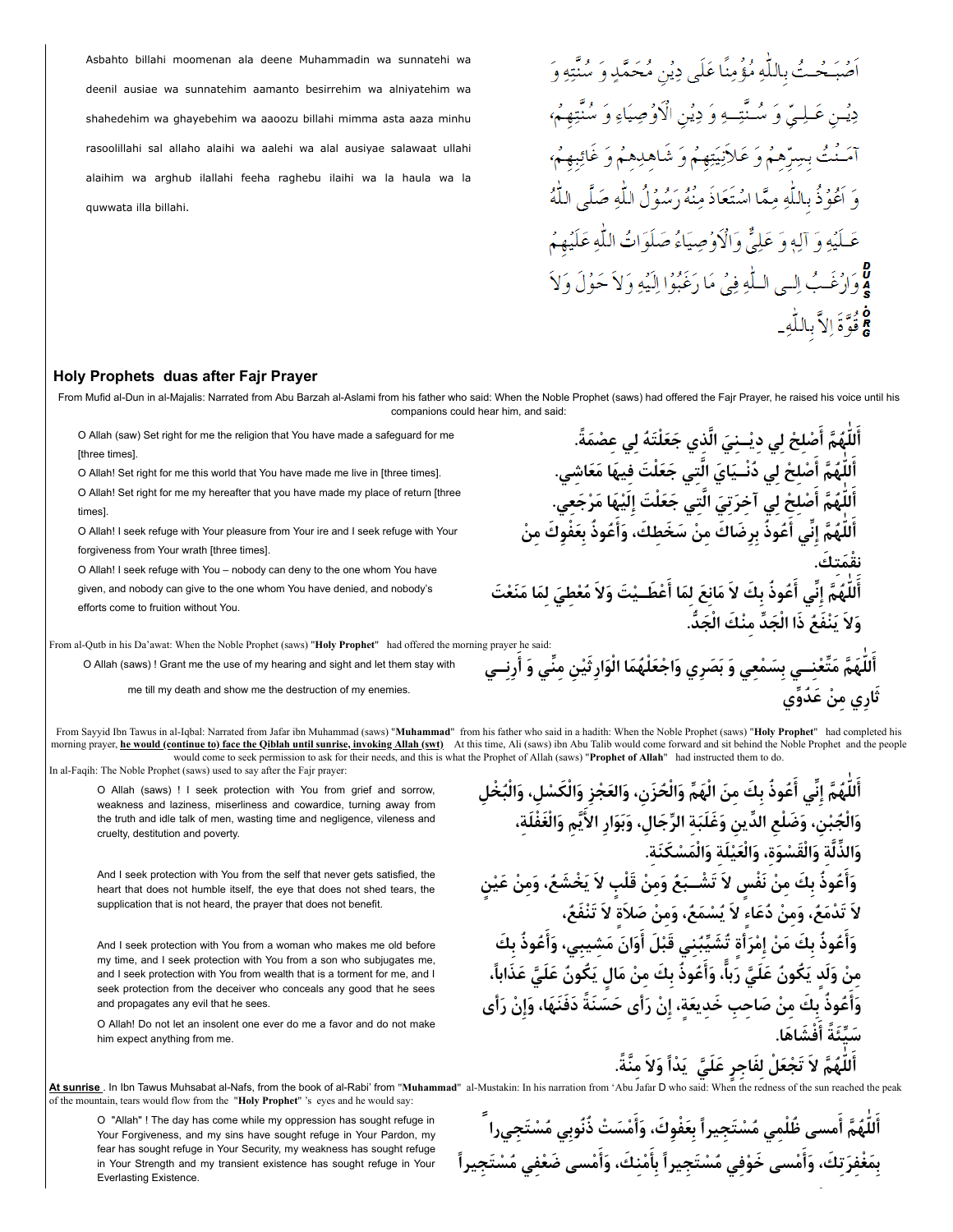Asbahto billahi moomenan ala deene Muhammadin wa sunnatehi wa deenil ausiae wa sunnatehi aamanto besirrehim wa alniyatehim wa shahedehim wa ghayebehim wa aaoozu billahi mimma asta aaza minhu rasoolillahi sal allaho alaihi wa aalehi wa alal ausiyae salawaat ullahi alaihim wa arghub ilallahi feeha raghebu ilaihi wa la haula wa la quwwata illa billahi.

اَصْبَحْتُ بِاللّٰهِ مُؤْمِنًا عَلَى دِيْنِ مُحَمَّدٍ وَ سُنَّتِهٖ وَ دِيْنِ عَلِيٍّ وَ سُنَّتِهٖ وَ دِيْنِ الْاَوْصِيَاءِ وَ سُنَّتِهِمْ، آمَنْتُ بِسِرِّهِمْ وَ عَلَانِيَتِهِمْ وَ شَاهِدِهِمْ وَ غَائِبِهِمْ، وَ اَعُوْذُ بِاللّٰهِ مِمَّا اسْتَعَاذَ مِنْهُ رَسُوْلُ اللّٰهِ صَلَّى اللّٰهُ عَلَيْهِ وَ آلِهٖ وَ عَلِيٌّ وَالْاَوْصِيَاءُ صَلَوَاتُ اللّٰهِ عَلَيْهِمْ وَارْغَبُ اِلَى اللّٰهِ فِيْ مَا رَغِبُوْا اِلَيْهِ وَلاَ حَوْلَ وَلاَ قُوَّةَ اِلاَّ بِاللّٰهِ۔

## Holy Prophets duas after Fajr Prayer

From Mufid al-Dun in al-Majalis: Narrated from Abu Barzah al-Aslami from his father who said: When the Noble Prophet (saws) had offered the Fajr Prayer, he raised his voice until his companions could hear him, and said:

O Allah (saw) Set right for me the religion that You have made a safeguard for me [three times].
O Allah! Set right for me this world that You have made me live in [three times].
O Allah! Set right for me my hereafter that you have made my place of return [three times].
O Allah! I seek refuge with Your pleasure from Your ire and I seek refuge with Your forgiveness from Your wrath [three times].
O Allah! I seek refuge with You – nobody can deny to the one whom You have given, and nobody can give to the one whom You have denied, and nobody's efforts come to fruition without You.

أَللّٰهُمَّ أَصْلِحْ لِي دِيْنِيَ الَّذِي جَعَلْتَهُ لِي عِصْمَةً.
أَللّٰهُمَّ أَصْلِحْ لِي دُنْيَايَ الَّتِي جَعَلْتَ فِيهَا مَعَاشِي.
أَللّٰهُمَّ أَصْلِحْ لِي آخِرَتِيَ الَّتِي جَعَلْتَ إِلَيْهَا مَرْجِعِي.
أَللّٰهُمَّ إِنِّي أَعُوذُ بِرِضَاكَ مِنْ سَخَطِكَ، وَأَعُوذُ بِعَفْوِكَ مِنْ نِقْمَتِكَ.
أَللّٰهُمَّ إِنِّي أَعُوذُ بِكَ لاَ مَانِعَ لِمَا أَعْطَيْتَ وَلاَ مُعْطِيَ لِمَا مَنَعْتَ وَلاَ يَنْفَعُ ذَا الْجَدِّ مِنْكَ الْجَدُّ.

From al-Qutb in his Da'awat: When the Noble Prophet (saws) "**Holy Prophet**" had offered the morning prayer he said:

O Allah (saws) ! Grant me the use of my hearing and sight and let them stay with me till my death and show me the destruction of my enemies.

أَللّٰهُمَّ مَتِّعْنِي بِسَمْعِي وَ بَصَرِي وَاجْعَلْهُمَا الْوَارِثَيْنِ مِنِّي وَ أَرِنِي ثَارِي مِنْ عَدُوِّي

From Sayyid Ibn Tawus in al-Iqbal: Narrated from Jafar ibn Muhammad (saws) "**Muhammad**" from his father who said in a hadith: When the Noble Prophet (saws) "**Holy Prophet**" had completed his morning prayer, **he would (continue to) face the Qiblah until sunrise, invoking Allah (swt)** At this time, Ali (saws) ibn Abu Talib would come forward and sit behind the Noble Prophet and the people would come to seek permission to ask for their needs, and this is what the Prophet of Allah (saws) "**Prophet of Allah**" had instructed them to do.

In al-Faqih: The Noble Prophet (saws) used to say after the Fajr prayer:

O Allah (saws) ! I seek protection with You from grief and sorrow, weakness and laziness, miserliness and cowardice, turning away from the truth and idle talk of men, wasting time and negligence, vileness and cruelty, destitution and poverty.

And I seek protection with You from the self that never gets satisfied, the heart that does not humble itself, the eye that does not shed tears, the supplication that is not heard, the prayer that does not benefit.

And I seek protection with You from a woman who makes me old before my time, and I seek protection with You from a son who subjugates me, and I seek protection with You from wealth that is a torment for me, and I seek protection from the deceiver who conceals any good that he sees and propagates any evil that he sees.

O Allah! Do not let an insolent one ever do me a favor and do not make him expect anything from me.

أَللّٰهُمَّ إِنِّي أَعُوذُ بِكَ مِنَ الْهَمِّ وَالْحُزَنِ، وَالعَجْزِ وَالْكَسَلِ، وَالْبُخْلِ وَالْجُبْنِ، وَضَلْعِ الدِّينِ وَغَلَبَةِ الرِّجَالِ، وَبَوَارِ الأَيِّمِ وَالْغَفْلَةِ، وَالذِّلَّةِ وَالْقَسْوَةِ، وَالْعَيْلَةِ وَالْمَسْكَنَةِ.
وَأَعُوذُ بِكَ مِنْ نَفْسٍ لاَ تَشْبَعُ وَمِنْ قَلْبٍ لاَ يَخْشَعُ، وَمِنْ عَيْنٍ لاَ تَدْمَعُ، وَمِنْ دُعَاءٍ لاَ يُسْمَعُ، وَمِنْ صَلاَةٍ لاَ تَنْفَعُ،
وَأَعُوذُ بِكَ مِنْ اِمْرَأَةٍ تُشَيِّبُنِي قَبْلَ أَوَانَ مَشِيبِي، وَأَعُوذُ بِكَ مِنْ وَلَدٍ يَكُونُ عَلَيَّ رَبّاً، وَأَعُوذُ بِكَ مِنْ مَالٍ يَكُونُ عَلَيَّ عَذَاباً، وَأَعُوذُ بِكَ مِنْ صَاحِبِ خَدِيعَةٍ، إِنْ رَأَى حَسَنَةً دَفَنَهَا، وَإِنْ رَأَى سَيِّئَةً أَفْشَاهَا.
أَللّٰهُمَّ لاَ تَجْعَلْ لِفَاجِرٍ عَلَيَّ يَداً وَلاَ مِنَّةً.

**At sunrise** . In Ibn Tawus Muhsabat al-Nafs, from the book of al-Rabi' from "**Muhammad**" al-Mustakin: In his narration from 'Abu Jafar D who said: When the redness of the sun reached the peak of the mountain, tears would flow from the "**Holy Prophet**" 's eyes and he would say:

O "Allah" ! The day has come while my oppression has sought refuge in Your Forgiveness, and my sins have sought refuge in Your Pardon, my fear has sought refuge in Your Security, my weakness has sought refuge in Your Strength and my transient existence has sought refuge in Your Everlasting Existence.

أَللّٰهُمَّ أَمسى ظُلْمِي مُسْتَجِيراً بِعَفْوِكَ، وَأَمْسَتْ ذُنُوبِي مُسْتَجِيراً بِمَغْفِرَتِكَ، وَأَمْسى خَوْفِي مُسْتَجِيراً بِأَمْنِكَ، وَأَمْسى ضَعْفِي مُسْتَجِيراً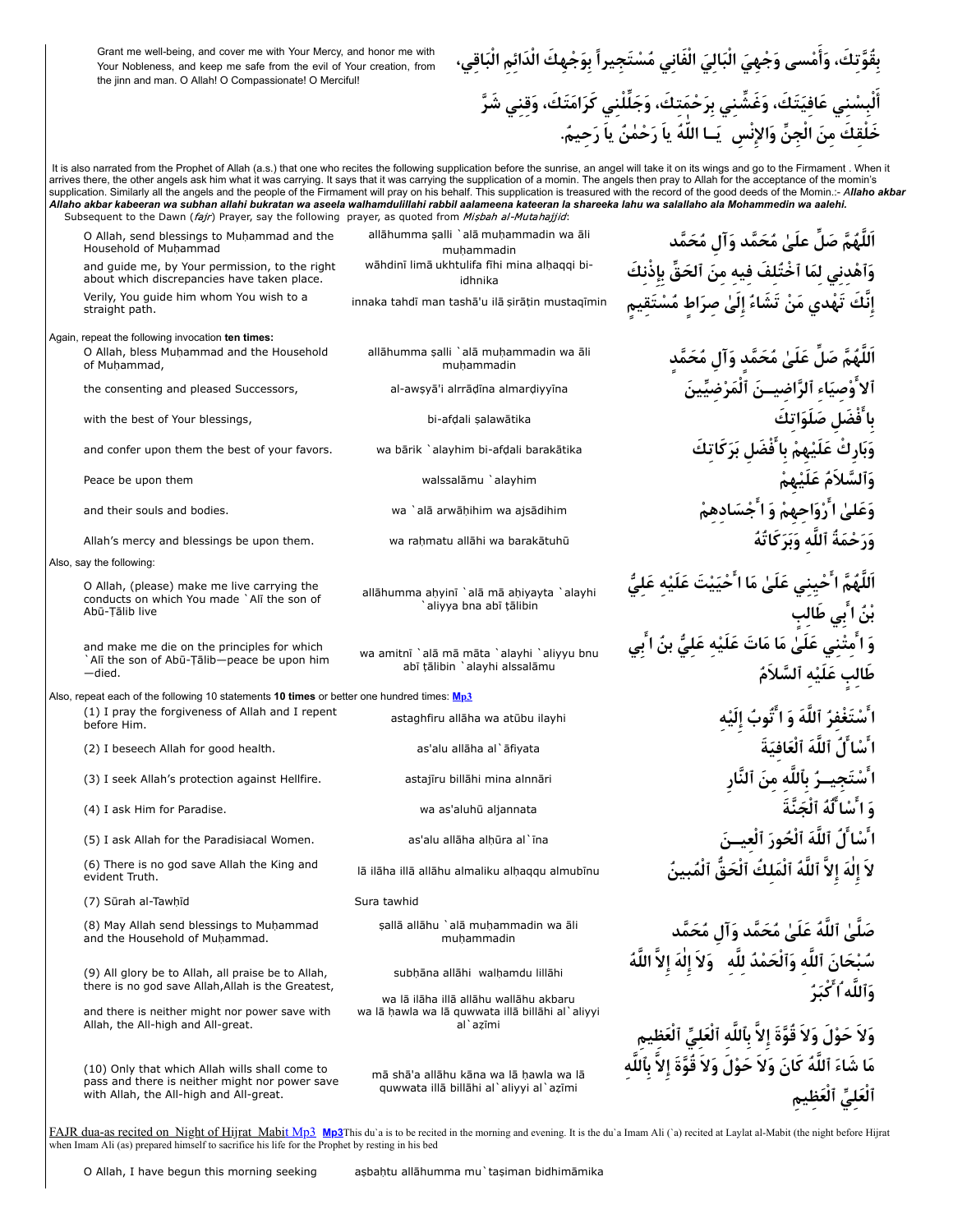Grant me well-being, and cover me with Your Mercy, and honor me with Your Nobleness, and keep me safe from the evil of Your creation, from the jinn and man. O Allah! O Compassionate! O Merciful!

بِقُوَّتِكَ، وَأَمسى وَجْهِيَ الْبَالِيَ الْفَانِي مُسْتَجِيراً بِوَجْهِكَ الْدَائِمِ الْبَاقِي،

أَلْبِسْنِي عَافِيَتَكَ، وَغَشِّنِي بِرَحْمَتِكَ، وَجَلِّلْنِي كَرَامَتَكَ، وَقِنِي شَرَّ خَلْقِكَ مِنَ الْجِنِّ وَالإِنْسِ يَـا اللّٰهُ يَا رَحْمٰنُ يَا رَحِيمُ.

It is also narrated from the Prophet of Allah (a.s.) that one who recites the following supplication before the sunrise, an angel will take it on its wings and go to the Firmament . When it arrives there, the other angels ask him what it was carrying. It says that it was carrying the supplication of a momin. The angels then pray to Allah for the acceptance of the momin's supplication. Similarly all the angels and the people of the Firmament will pray on his behalf. This supplication is treasured with the record of the good deeds of the Momin.:- ***Allaho akbar Allaho akbar kabeeran wa subhan allahi bukratan wa aseela walhamdulillahi rabbil aalameena kateeran la shareeka lahu wa salallaho ala Mohammedin wa aalehi.***

Subsequent to the Dawn (*fajr*) Prayer, say the following prayer, as quoted from *Miṣbah al-Mutahajjid*:

| | | |
|---|---|---|
| O Allah, send blessings to Muḥammad and the Household of Muḥammad | allāhumma ṣalli `alā muḥammadin wa āli muḥammadin | اَللَّهُمَّ صَلِّ علَىٰ مُحَمَّد وَآلِ مُحَمَّد |
| and guide me, by Your permission, to the right about which discrepancies have taken place. | wāhdinī limā ukhtulifa fīhi mina alḥaqqi bi-idhnika | وَٱهْدِنِي لِمَا ٱخْتُلِفَ فِيهِ مِنَ ٱلْحَقِّ بِإِذْنِكَ |
| Verily, You guide him whom You wish to a straight path. | innaka tahdī man tashā'u ilā ṣirāṭin mustaqīmin | إِنَّكَ تَهْدِي مَنْ تَشَاءُ إِلَىٰ صِرَاطٍ مُسْتَقِيمٍ |

Again, repeat the following invocation **ten times:**

| | | |
|---|---|---|
| O Allah, bless Muḥammad and the Household of Muḥammad, | allāhumma ṣalli `alā muḥammadin wa āli muḥammadin | اَللَّهُمَّ صَلِّ عَلَىٰ مُحَمَّدٍ وَآلِ مُحَمَّدٍ |
| the consenting and pleased Successors, | al-awṣyā'i alrrāḍīna almarḍiyyīna | ٱلأَوْصِيَاءِ ٱلرَّاضِيـنَ ٱلْمَرْضِيِّينَ |
| with the best of Your blessings, | bi-afḍali ṣalawātika | بِأَفْضَلِ صَلَوَاتِكَ |
| and confer upon them the best of your favors. | wa bārik `alayhim bi-afḍali barakātika | وَبَارِكْ عَلَيْهِمْ بِأَفْضَلِ بَرَكَاتِكَ |
| Peace be upon them | walssalāmu `alayhim | وَٱلسَّلاَمُ عَلَيْهِمْ |
| and their souls and bodies. | wa `alā arwāḥihim wa ajsādihim | وَعَلَىٰ أَرْوَاحِهِمْ وَ أَجْسَادِهِمْ |
| Allah's mercy and blessings be upon them. | wa raḥmatu allāhi wa barakātuhū | وَرَحْمَةُ ٱللَّهِ وَبَرَكَاتُهُ |

Also, say the following:

| | | |
|---|---|---|
| O Allah, (please) make me live carrying the conducts on which You made `Alī the son of Abū-Ṭālib live | allāhumma aḥyinī `alā mā aḥyayta `alayhi `aliyya bna abī ṭālibin | اَللَّهُمَّ أَحْيِنِي عَلَىٰ مَا أَحْيَيْتَ عَلَيْهِ عَلِيَّ بْنُ أَبِي طَالِبٍ |
| and make me die on the principles for which `Alī the son of Abū-Ṭālib—peace be upon him—died. | wa amitnī `alā mā māta `alayhi `aliyyu bnu abī ṭālibin `alayhi alssalāmu | وَ أَمِتْنِي عَلَىٰ مَا مَاتَ عَلَيْهِ عَلِيُّ بنُ أَبِي طَالِبٍ عَلَيْهِ ٱلسَّلاَمُ |

Also, repeat each of the following 10 statements **10 times** or better one hundred times: Mp3

| | | |
|---|---|---|
| (1) I pray the forgiveness of Allah and I repent before Him. | astaghfiru allāha wa atūbu ilayhi | أَسْتَغْفِرُ ٱللَّهَ وَ أَتُوبُ إِلَيْهِ |
| (2) I beseech Allah for good health. | as'alu allāha al`āfiyata | أَسْأَلُ ٱللَّهَ ٱلْعَافِيَةَ |
| (3) I seek Allah's protection against Hellfire. | astajīru billāhi mina alnnāri | أَسْتَجِيـرُ بِٱللَّهِ مِنَ ٱلنَّارِ |
| (4) I ask Him for Paradise. | wa as'aluhū aljannata | وَ أَسْأَلُهُ ٱلْجَنَّةَ |
| (5) I ask Allah for the Paradisiacal Women. | as'alu allāha alḥūra al`īna | أَسْأَلُ ٱللَّهَ ٱلْحُورَ ٱلْعِيـنَ |
| (6) There is no god save Allah the King and evident Truth. | lā ilāha illā allāhu almaliku alḥaqqu almubīnu | لاَ إِلٰهَ إِلاَّ ٱللَّهُ ٱلْمَلِكُ ٱلْحَقُّ ٱلْمُبِينُ |
| (7) Sūrah al-Tawhīd | Sura tawhid | |
| (8) May Allah send blessings to Muḥammad and the Household of Muḥammad. | ṣallā allāhu `alā muḥammadin wa āli muḥammadin | صَلَّىٰ ٱللَّهُ عَلَىٰ مُحَمَّد وَآلِ مُحَمَّد |
| (9) All glory be to Allah, all praise be to Allah, there is no god save Allah,Allah is the Greatest, | subḥāna allāhi walḥamdu lillāhi wa lā ilāha illā allāhu wallāhu akbaru | سُبْحَانَ ٱللَّهِ وَٱلْحَمْدُ لِلَّهِ وَلاَ إِلٰهَ إِلاَّ اللَّهُ وَٱللَّه أَكْبَرُ |
| and there is neither might nor power save with Allah, the All-high and All-great. | wa lā ḥawla wa lā quwwata illā billāhi al`aliyyi al`aẓīmi | وَلاَ حَوْلَ وَلاَ قُوَّةَ إِلاَّ بِٱللَّهِ ٱلْعَلِيِّ ٱلْعَظِيمِ |
| (10) Only that which Allah wills shall come to pass and there is neither might nor power save with Allah, the All-high and All-great. | mā shā'a allāhu kāna wa lā ḥawla wa lā quwwata illā billāhi al`aliyyi al`aẓīmi | مَا شَاءَ ٱللَّهُ كَانَ وَلاَ حَوْلَ وَلاَ قُوَّةَ إِلاَّ بِٱللَّهِ ٱلْعَلِيِّ ٱلْعَظِيمِ |

FAJR dua-as recited on Night of Hijrat Mabit Mp3 Mp3This du`a is to be recited in the morning and evening. It is the du`a Imam Ali (`a) recited at Laylat al-Mabit (the night before Hijrat when Imam Ali (as) prepared himself to sacrifice his life for the Prophet by resting in his bed

| | |
|---|---|
| O Allah, I have begun this morning seeking | aṣbaḥtu allāhumma mu`taṣiman bidhimāmika |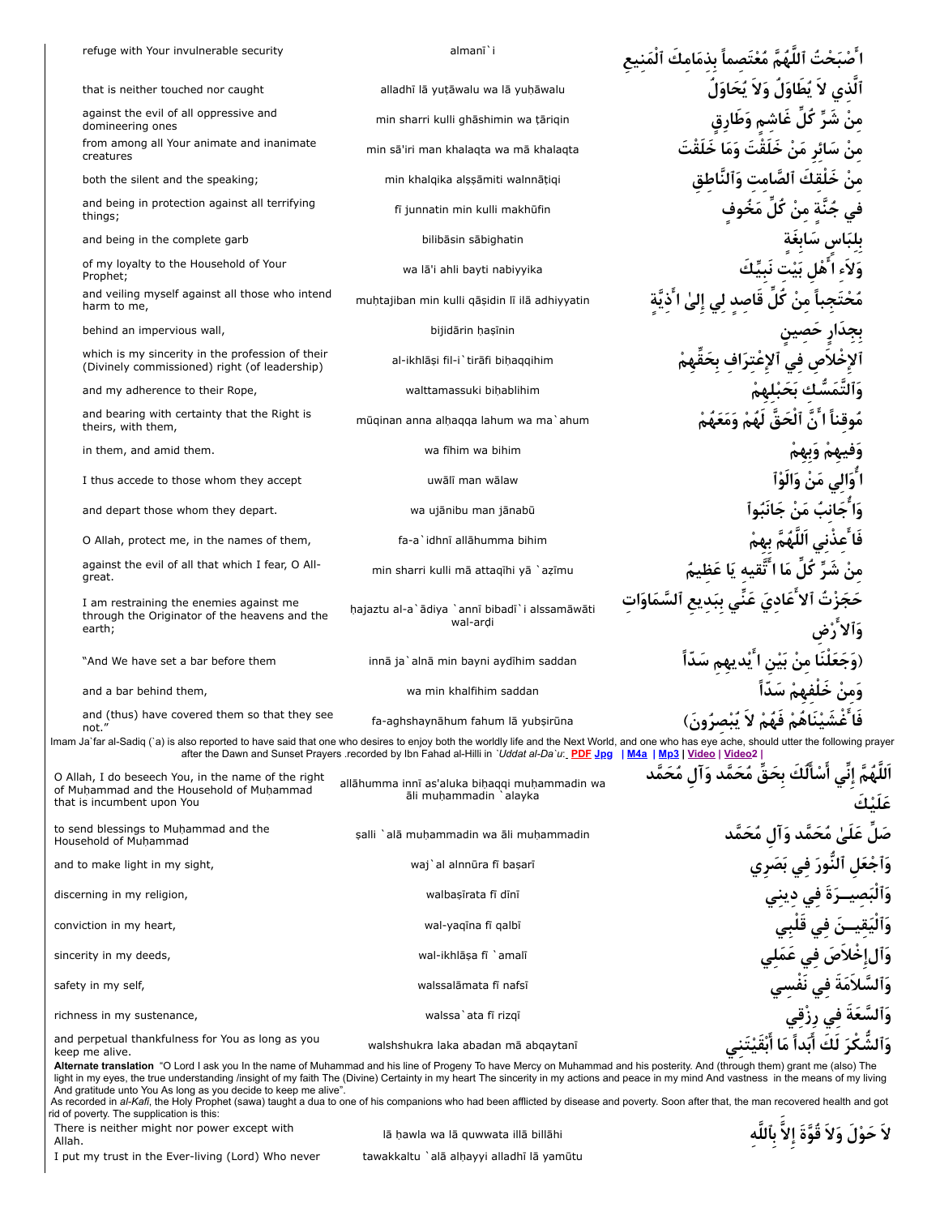| | | |
|---|---|---|
| refuge with Your invulnerable security | almanī`i | أَصْبَحْتُ ٱللَّهُمَّ مُعْتَصِماً بِذِمَامِكَ ٱلْمَنِيعِ |
| that is neither touched nor caught | alladhī lā yuṭāwalu wa lā yuḥāwalu | ٱلَّذِي لاَ يُطَاوَلُ وَلاَ يُحَاوَلُ |
| against the evil of all oppressive and domineering ones | min sharri kulli ghāshimin wa ṭāriqin | مِنْ شَرِّ كُلِّ غَاشِمٍ وَطَارِقٍ |
| from among all Your animate and inanimate creatures | min sā'iri man khalaqta wa mā khalaqta | مِنْ سَائِرِ مَنْ خَلَقْتَ وَمَا خَلَقْتَ |
| both the silent and the speaking; | min khalqika alṣṣāmiti walnnāṭiqi | مِنْ خَلْقِكَ ٱلصَّامِتِ وَٱلنَّاطِقِ |
| and being in protection against all terrifying things; | fī junnatin min kulli makhūfin | فِي جُنَّةٍ مِنْ كُلِّ مَخُوفٍ |
| and being in the complete garb | bilibāsin sābighatin | بِلِبَاسٍ سَابِغَةٍ |
| of my loyalty to the Household of Your Prophet; | wa lā'i ahli bayti nabiyyika | وَلاَءِ أَهْلِ بَيْتِ نَبِيِّكَ |
| and veiling myself against all those who intend harm to me, | muḥtajiban min kulli qāṣidin lī ilā adhiyyatin | مُحْتَجِباً مِنْ كُلِّ قَاصِدٍ لِي إِلَىٰ أَذِيَّةٍ |
| behind an impervious wall, | bijidārin ḥaṣīnin | بِجِدَارٍ حَصِينٍ |
| which is my sincerity in the profession of their (Divinely commissioned) right (of leadership) | al-ikhlāṣi fil-i`tirāfi biḥaqqihim | ٱلإِخْلاَصِ فِي ٱلإِعْتِرَافِ بِحَقِّهِمْ |
| and my adherence to their Rope, | walttamassuki biḥablihim | وَٱلتَّمَسُّكِ بِحَبْلِهِمْ |
| and bearing with certainty that the Right is theirs, with them, | mūqinan anna alḥaqqa lahum wa ma`ahum | مُوقِناً أَنَّ ٱلْحَقَّ لَهُمْ وَمَعَهُمْ |
| in them, and amid them. | wa fīhim wa bihim | وَفِيهِمْ وَبِهِمْ |
| I thus accede to those whom they accept | uwālī man wālaw | أُوَالِي مَنْ وَالَوْا |
| and depart those whom they depart. | wa ujānibu man jānabū | وَأُجَانِبُ مَنْ جَانَبُوا |
| O Allah, protect me, in the names of them, | fa-a`idhnī allāhumma bihim | فَأَعِذْنِي ٱللَّهُمَّ بِهِمْ |
| against the evil of all that which I fear, O All-great. | min sharri kulli mā attaqīhi yā `aẓīmu | مِنْ شَرِّ كُلِّ مَا أَتَّقِيهِ يَا عَظِيمُ |
| I am restraining the enemies against me through the Originator of the heavens and the earth; | ḥajaztu al-a`ādiya `annī bibadī`i alssamāwāti wal-arḍi | حَجَزْتُ ٱلأَعَادِيَ عَنِّي بِبَدِيعِ ٱلسَّمَاوَاتِ وَٱلأَرْضِ |
| "And We have set a bar before them | innā ja`alnā min bayni aydīhim saddan | (وَجَعَلْنَا مِنْ بَيْنِ أَيْدِيهِمْ سَدّاً |
| and a bar behind them, | wa min khalfihim saddan | وَمِنْ خَلْفِهِمْ سَدّاً |
| and (thus) have covered them so that they see not." | fa-aghshaynāhum fahum lā yubṣirūna | فَأَغْشَيْنَاهُمْ فَهُمْ لاَ يُبْصِرُونَ) |

Imam Ja`far al-Sadiq (`a) is also reported to have said that one who desires to enjoy both the worldly life and the Next World, and one who has eye ache, should utter the following prayer after the Dawn and Sunset Prayers .recorded by Ibn Fahad al-Hilli in *`Uddat al-Da`u:*. PDF Jpg | M4a | Mp3 | Video | Video2 |

| | | |
|---|---|---|
| O Allah, I do beseech You, in the name of the right of Muḥammad and the Household of Muḥammad that is incumbent upon You | allāhumma innī as'aluka biḥaqqi muḥammadin wa āli muḥammadin `alayka | ٱللَّهُمَّ إِنِّي أَسْأَلُكَ بِحَقِّ مُحَمَّدٍ وَآلِ مُحَمَّدٍ عَلَيْكَ |
| to send blessings to Muḥammad and the Household of Muḥammad | ṣalli `alā muḥammadin wa āli muḥammadin | صَلِّ عَلَىٰ مُحَمَّدٍ وَآلِ مُحَمَّدٍ |
| and to make light in my sight, | waj`al alnnūra fī baṣarī | وَٱجْعَلِ ٱلنُّورَ فِي بَصَرِي |
| discerning in my religion, | walbaṣīrata fī dīnī | وَٱلْبَصِيـرَةَ فِي دِينِي |
| conviction in my heart, | wal-yaqīna fī qalbī | وَٱلْيَقِيـنَ فِي قَلْبِي |
| sincerity in my deeds, | wal-ikhlāṣa fī `amalī | وَٱلإِخْلاَصَ فِي عَمَلِي |
| safety in my self, | walssalāmata fī nafsī | وَٱلسَّلاَمَةَ فِي نَفْسِي |
| richness in my sustenance, | walssa`ata fī rizqī | وَٱلسَّعَةَ فِي رِزْقِي |
| and perpetual thankfulness for You as long as you keep me alive. | walshshukra laka abadan mā abqaytanī | وَٱلشُّكْرَ لَكَ أَبَداً مَا أَبْقَيْتَنِي |

**Alternate translation** "O Lord I ask you In the name of Muhammad and his line of Progeny To have Mercy on Muhammad and his posterity. And (through them) grant me (also) The light in my eyes, the true understanding /insight of my faith The (Divine) Certainty in my heart The sincerity in my actions and peace in my mind And vastness in the means of my living And gratitude unto You As long as you decide to keep me alive".

As recorded in *al-Kafi*, the Holy Prophet (sawa) taught a dua to one of his companions who had been afflicted by disease and poverty. Soon after that, the man recovered health and got rid of poverty. The supplication is this:

| | | |
|---|---|---|
| There is neither might nor power except with Allah. | lā ḥawla wa lā quwwata illā billāhi | لاَ حَوْلَ وَلاَ قُوَّةَ إِلاَّ بِٱللَّهِ |
| I put my trust in the Ever-living (Lord) Who never | tawakkaltu `alā alḥayyi alladhī lā yamūtu | |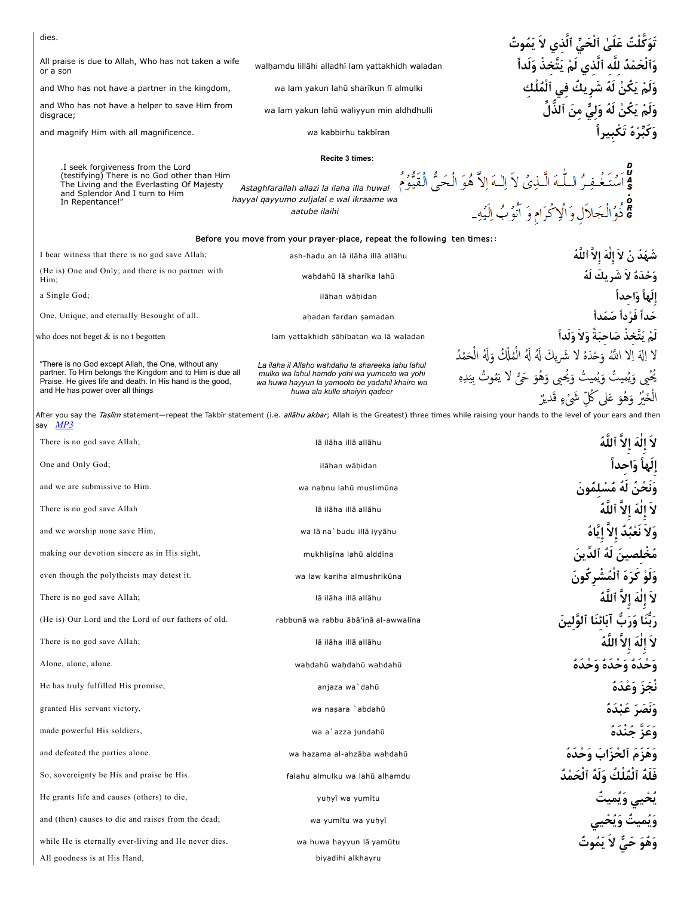| | | |
|---|---|---|
| dies. | | تَوَكَّلْتُ عَلَىٰ ٱلْحَيِّ ٱلَّذِي لاَ يَمُوتُ |
| All praise is due to Allah, Who has not taken a wife or a son | walḥamdu lillāhi alladhī lam yattakhidh waladan | وَٱلْحَمْدُ لِلَّهِ ٱلَّذِي لَمْ يَتَّخِذْ وَلَداً |
| and Who has not have a partner in the kingdom, | wa lam yakun lahū sharīkun fī almulki | وَلَمْ يَكُنْ لَهُ شَرِيكٌ فِي ٱلْمُلْكِ |
| and Who has not have a helper to save Him from disgrace; | wa lam yakun lahū waliyyun min aldhdhulli | وَلَمْ يَكُنْ لَهُ وَلِيٌّ مِنَ ٱلذُّلِّ |
| and magnify Him with all magnificence. | wa kabbirhu takbīran | وَكَبِّرْهُ تَكْبِيراً |

**Recite 3 times:**

| | | |
|---|---|---|
| .I seek forgiveness from the Lord (testifying) There is no God other than Him The Living and the Everlasting Of Majesty and Splendor And I turn to Him In Repentance!" | *Astaghfarallah allazi la ilaha illa huwal hayyal qayyumo zuljalal e wal ikraame wa aatube ilaihi* | أَسْتَغْفِرُ اللّٰهَ الَّذِىْ لاَ اِلٰهَ اِلاَّ هُوَ الْحَىُّ الْقَيُّوْمُ ذُوْالْجَلاَلِ وَالْاِكْرَامِ وَ اَتُوْبُ اِلَيْهِ۔ |

**Before you move from your prayer-place, repeat the following ten times::**

| | | |
|---|---|---|
| I bear witness that there is no god save Allah; | ash-hadu an lā ilāha illā allāhu | شْهَدُ نْ لاَ إِلَهَ إِلاَّ ٱللَّهُ |
| (He is) One and Only; and there is no partner with Him; | waḥdahū lā sharīka lahū | وَحْدَهُ لاَ شَرِيكَ لَهُ |
| a Single God; | ilāhan wāḥidan | إِلَهاً وَاحِداً |
| One, Unique, and eternally Besought of all. | aḥadan fardan ṣamadan | حَداً فَرْداً صَمَداً |
| who does not beget & is no t begotten | lam yattakhidh ṣāḥibatan wa lā waladan | لَمْ يَتَّخِذْ صَاحِبَةً وَلاَ وَلَداً |
| "There is no God except Allah, the One, without any partner. To Him belongs the Kingdom and to Him is due all Praise. He gives life and death. In His hand is the good, and He has power over all things | *La ilaha il Allaho wahdahu la shareeka lahu lahul mulko wa lahul hamdo yohi wa yumeete wa yohi wa huwa hayyun la yamooto be yadahil khaire wa huwa ala kulle shaiyin qadeer* | لا اِلَهَ اِلا اللَّهُ وَحْدَهُ لا شَرِيكَ لَهُ لَهُ الْمُلْكُ وَلَهُ الْحَمْدُ يُحْيِي وَيُمِيتُ وَيُحْيِي وَهُوَ حَيٌّ لا يَمُوتُ بِيَدِهِ الْخَيْرُ وَهُوَ عَلَى كُلِّ شَيْءٍ قَدِيرٌ |

After you say the *Taslīm* statement—repeat the Takbīr statement (i.e. *allāhu akbar*; Allah is the Greatest) three times while raising your hands to the level of your ears and then say *MP3*

| | | |
|---|---|---|
| There is no god save Allah; | lā ilāha illā allāhu | لاَ إِلَهَ إِلاَّ ٱللَّهُ |
| One and Only God; | ilāhan wāḥidan | إِلَهاً وَاحِداً |
| and we are submissive to Him. | wa naḥnu lahū muslimūna | وَنَحْنُ لَهُ مُسْلِمُونَ |
| There is no god save Allah | lā ilāha illā allāhu | لاَ إِلَهَ إِلاَّ ٱللَّهُ |
| and we worship none save Him, | wa lā na`budu illā iyyāhu | وَلاَ نَعْبُدُ إِلاَّ إِيَّاهُ |
| making our devotion sincere as in His sight, | mukhliṣīna lahū alddīna | مُخْلِصِينَ لَهُ ٱلدِّينَ |
| even though the polytheists may detest it. | wa law kariha almushrikūna | وَلَوْ كَرِهَ ٱلْمُشْرِكُونَ |
| There is no god save Allah; | lā ilāha illā allāhu | لاَ إِلَهَ إِلاَّ ٱللَّهُ |
| (He is) Our Lord and the Lord of our fathers of old. | rabbunā wa rabbu ābā'inā al-awwalīna | رَبُّنَا وَرَبُّ آبَائِنَا ٱلأَوَّلِينَ |
| There is no god save Allah; | lā ilāha illā allāhu | لاَ إِلَهَ إِلاَّ اللَّهُ |
| Alone, alone, alone. | waḥdahū waḥdahū waḥdahū | وَحْدَهُ وَحْدَهُ وَحْدَهُ |
| He has truly fulfilled His promise, | anjaza wa`dahū | نْجَزَ وَعْدَهُ |
| granted His servant victory, | wa naṣara `abdahū | وَنَصَرَ عَبْدَهُ |
| made powerful His soldiers, | wa a`azza jundahū | وَعَزَّ جُنْدَهُ |
| and defeated the parties alone. | wa hazama al-aḥzāba waḥdahū | وَهَزَمَ ٱلأَحْزَابَ وَحْدَهُ |
| So, sovereignty be His and praise be His. | falahu almulku wa lahū alḥamdu | فَلَهُ ٱلْمُلْكُ وَلَهُ ٱلْحَمْدُ |
| He grants life and causes (others) to die, | yuḥyī wa yumītu | يُحْيِي وَيُمِيتُ |
| and (then) causes to die and raises from the dead; | wa yumītu wa yuḥyī | وَيُمِيتُ وَيُحْيِي |
| while He is eternally ever-living and He never dies. | wa huwa ḥayyun lā yamūtu | وَهُوَ حَيٌّ لاَ يَمُوتُ |
| All goodness is at His Hand, | biyadihi alkhayru | |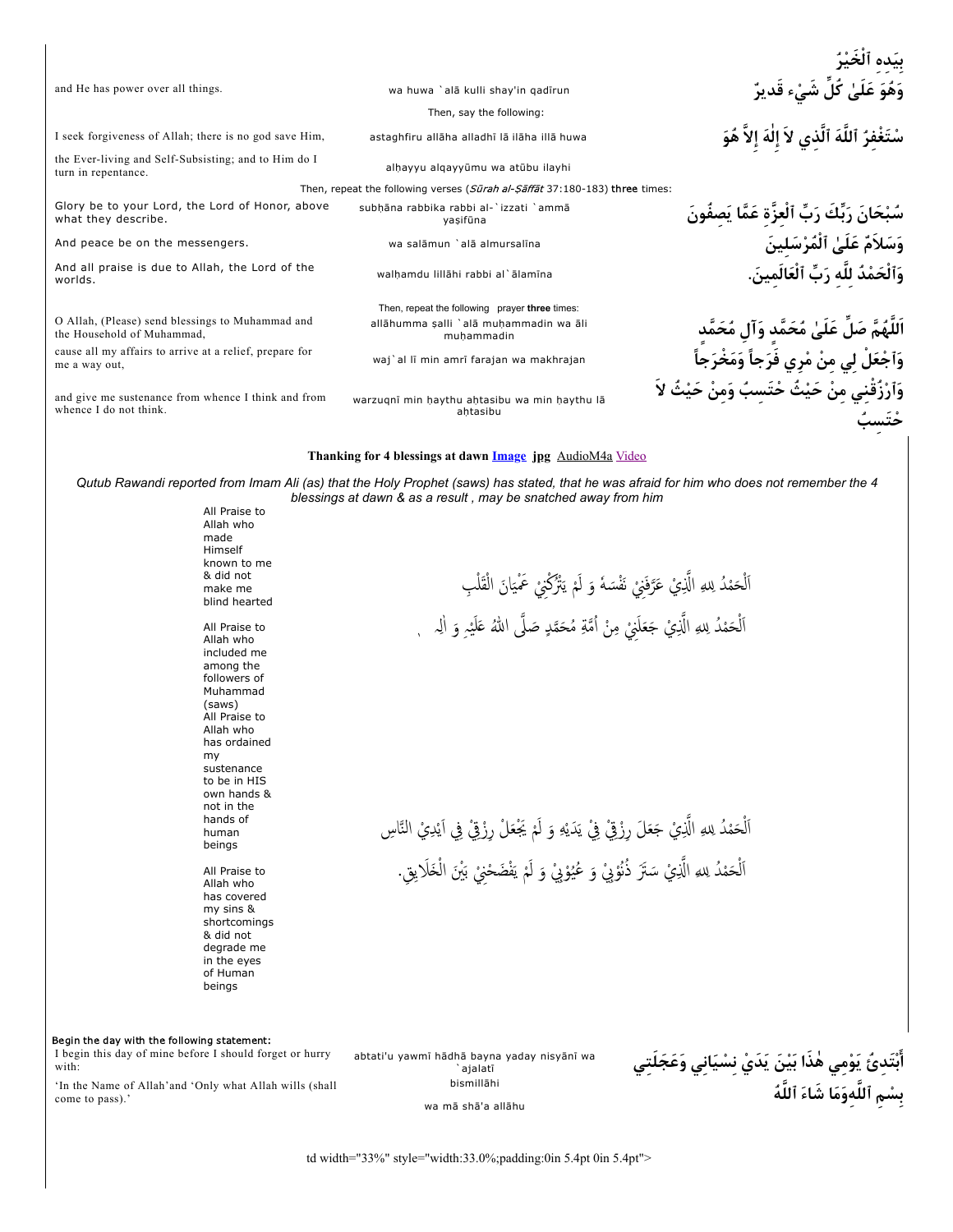| | | |
|---|---|---|
| | | بِيَدِهِ ٱلْخَيْرُ |
| and He has power over all things. | wa huwa `alā kulli shay'in qadīrun | وَهُوَ عَلَىٰ كُلِّ شَيْءٍ قَدِيرٌ |
| | Then, say the following: | |
| I seek forgiveness of Allah; there is no god save Him, | astaghfiru allāha alladhī lā ilāha illā huwa | سْتَغْفِرُ ٱللَّهَ ٱلَّذِي لاَ إِلٰهَ إِلاَّ هُوَ |
| the Ever-living and Self-Subsisting; and to Him do I turn in repentance. | alḥayyu alqayyūmu wa atūbu ilayhi | |
| | Then, repeat the following verses (*Sūrah al-Ṣāffāt* 37:180-183) **three** times: | |
| Glory be to your Lord, the Lord of Honor, above what they describe. | subḥāna rabbika rabbi al-`izzati `ammā yaṣifūna | سُبْحَانَ رَبِّكَ رَبِّ ٱلْعِزَّةِ عَمَّا يَصِفُونَ |
| And peace be on the messengers. | wa salāmun `alā almursalīna | وَسَلاَمٌ عَلَىٰ ٱلْمُرْسَلِينَ |
| And all praise is due to Allah, the Lord of the worlds. | walḥamdu lillāhi rabbi al`ālamīna | وَٱلْحَمْدُ لِلَّهِ رَبِّ ٱلْعَالَمِينَ. |
| | Then, repeat the following prayer **three** times: | |
| O Allah, (Please) send blessings to Muhammad and the Household of Muhammad, | allāhumma ṣalli `alā muḥammadin wa āli muḥammadin | اَللَّهُمَّ صَلِّ عَلَىٰ مُحَمَّدٍ وَآلِ مُحَمَّدٍ |
| cause all my affairs to arrive at a relief, prepare for me a way out, | waj`al lī min amrī farajan wa makhrajan | وَٱجْعَلْ لِي مِنْ مْرِي فَرَجاً وَمَخْرَجاً |
| and give me sustenance from whence I think and from whence I do not think. | warzuqnī min ḥaythu aḥtasibu wa min ḥaythu lā aḥtasibu | وَٱرْزُقْنِي مِنْ حَيْثُ حْتَسِبُ وَمِنْ حَيْثُ لاَ حْتَسِبُ |

**Thanking for 4 blessings at dawn** Image jpg AudioM4a Video

*Qutub Rawandi reported from Imam Ali (as) that the Holy Prophet (saws) has stated, that he was afraid for him who does not remember the 4 blessings at dawn & as a result , may be snatched away from him*

| | |
|---|---|
| All Praise to Allah who made Himself known to me & did not make me blind hearted | اَلْحَمْدُ لِلّٰهِ الَّذِيْ عَرَّفَنِيْ نَفْسَهُ وَ لَمْ يَتْرُكْنِيْ عَمْيَانَ الْقَلْبِ |
| All Praise to Allah who included me among the followers of Muhammad (saws) | اَلْحَمْدُ لِلّٰهِ الَّذِيْ جَعَلَنِيْ مِنْ اُمَّةِ مُحَمَّدٍ صَلَّى اللّٰهُ عَلَيْهِ وَ اٰلِهِ |
| All Praise to Allah who has ordained my sustenance to be in HIS own hands & not in the hands of human beings | اَلْحَمْدُ لِلّٰهِ الَّذِيْ جَعَلَ رِزْقِيْ فِيْ يَدَيْهِ وَ لَمْ يَجْعَلْ رِزْقِيْ فِي اَيْدِيْ النَّاسِ |
| All Praise to Allah who has covered my sins & shortcomings & did not degrade me in the eyes of Human beings | اَلْحَمْدُ لِلّٰهِ الَّذِيْ سَتَرَ ذُنُوْبِيْ وَ عُيُوْبِيْ وَ لَمْ يَفْضَحْنِيْ بَيْنَ الْخَلَائِقِ. |

**Begin the day with the following statement:**

| | | |
|---|---|---|
| I begin this day of mine before I should forget or hurry with: | abtati'u yawmī hādhā bayna yaday nisyānī wa `ajalatī | أَبْتَدِئُ يَوْمِي هٰذَا بَيْنَ يَدَيْ نِسْيَانِي وَعَجَلَتِي |
| 'In the Name of Allah'and 'Only what Allah wills (shall come to pass).' | bismillāhi wa mā shā'a allāhu | بِسْمِ ٱللَّهِوَمَا شَاءَ ٱللَّهُ |

td width="33%" style="width:33.0%;padding:0in 5.4pt 0in 5.4pt">